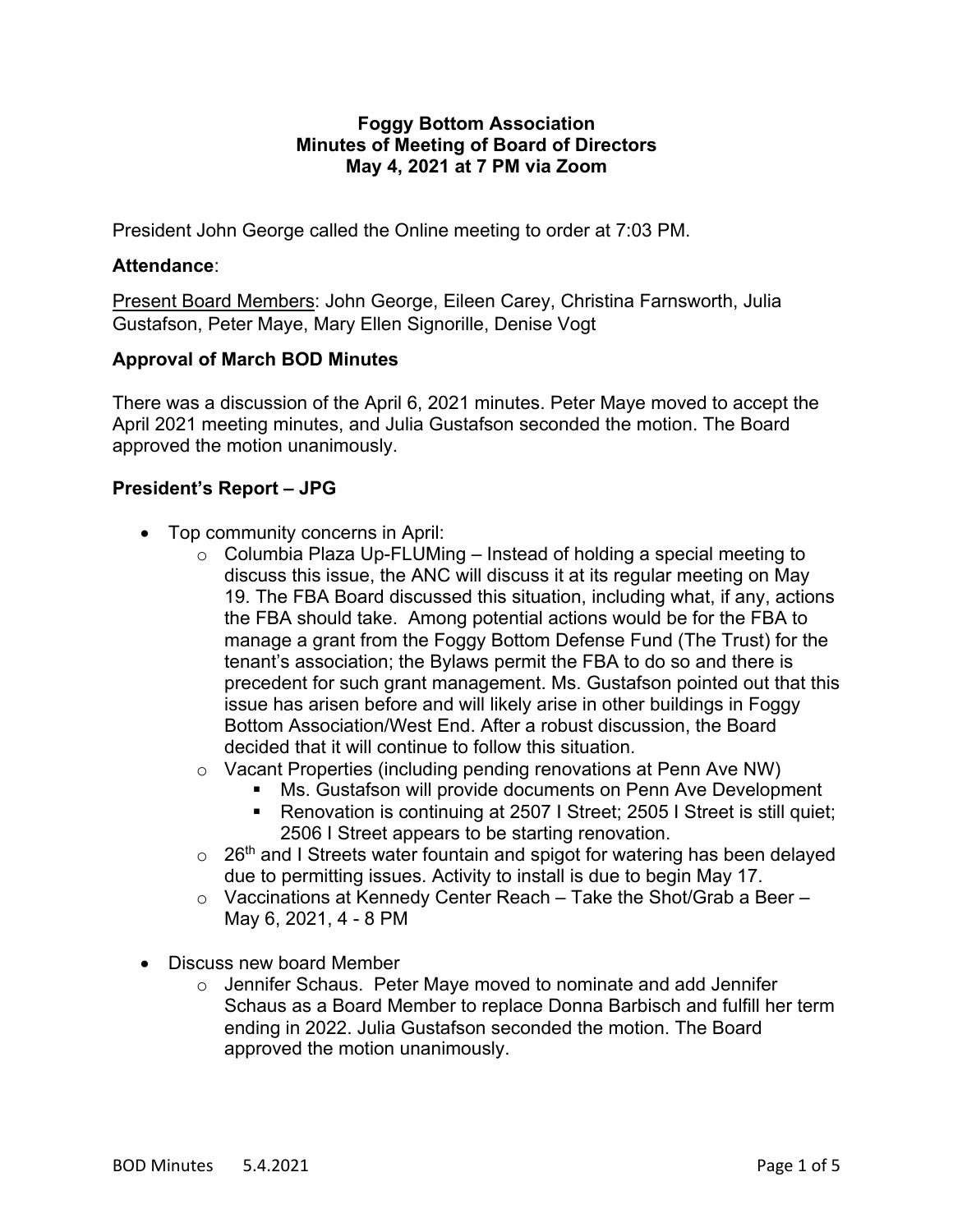# Foggy Bottom Association
# Minutes of Meeting of Board of Directors
# May 4, 2021 at 7 PM via Zoom

President John George called the Online meeting to order at 7:03 PM.

### Attendance:

Present Board Members: John George, Eileen Carey, Christina Farnsworth, Julia Gustafson, Peter Maye, Mary Ellen Signorille, Denise Vogt

### Approval of March BOD Minutes

There was a discussion of the April 6, 2021 minutes. Peter Maye moved to accept the April 2021 meeting minutes, and Julia Gustafson seconded the motion. The Board approved the motion unanimously.

### President's Report – JPG

- Top community concerns in April:
  - Columbia Plaza Up-FLUMing – Instead of holding a special meeting to discuss this issue, the ANC will discuss it at its regular meeting on May 19. The FBA Board discussed this situation, including what, if any, actions the FBA should take. Among potential actions would be for the FBA to manage a grant from the Foggy Bottom Defense Fund (The Trust) for the tenant's association; the Bylaws permit the FBA to do so and there is precedent for such grant management. Ms. Gustafson pointed out that this issue has arisen before and will likely arise in other buildings in Foggy Bottom Association/West End. After a robust discussion, the Board decided that it will continue to follow this situation.
  - Vacant Properties (including pending renovations at Penn Ave NW)
    - Ms. Gustafson will provide documents on Penn Ave Development
    - Renovation is continuing at 2507 I Street; 2505 I Street is still quiet; 2506 I Street appears to be starting renovation.
  - 26th and I Streets water fountain and spigot for watering has been delayed due to permitting issues. Activity to install is due to begin May 17.
  - Vaccinations at Kennedy Center Reach – Take the Shot/Grab a Beer – May 6, 2021, 4 - 8 PM

- Discuss new board Member
  - Jennifer Schaus. Peter Maye moved to nominate and add Jennifer Schaus as a Board Member to replace Donna Barbisch and fulfill her term ending in 2022. Julia Gustafson seconded the motion. The Board approved the motion unanimously.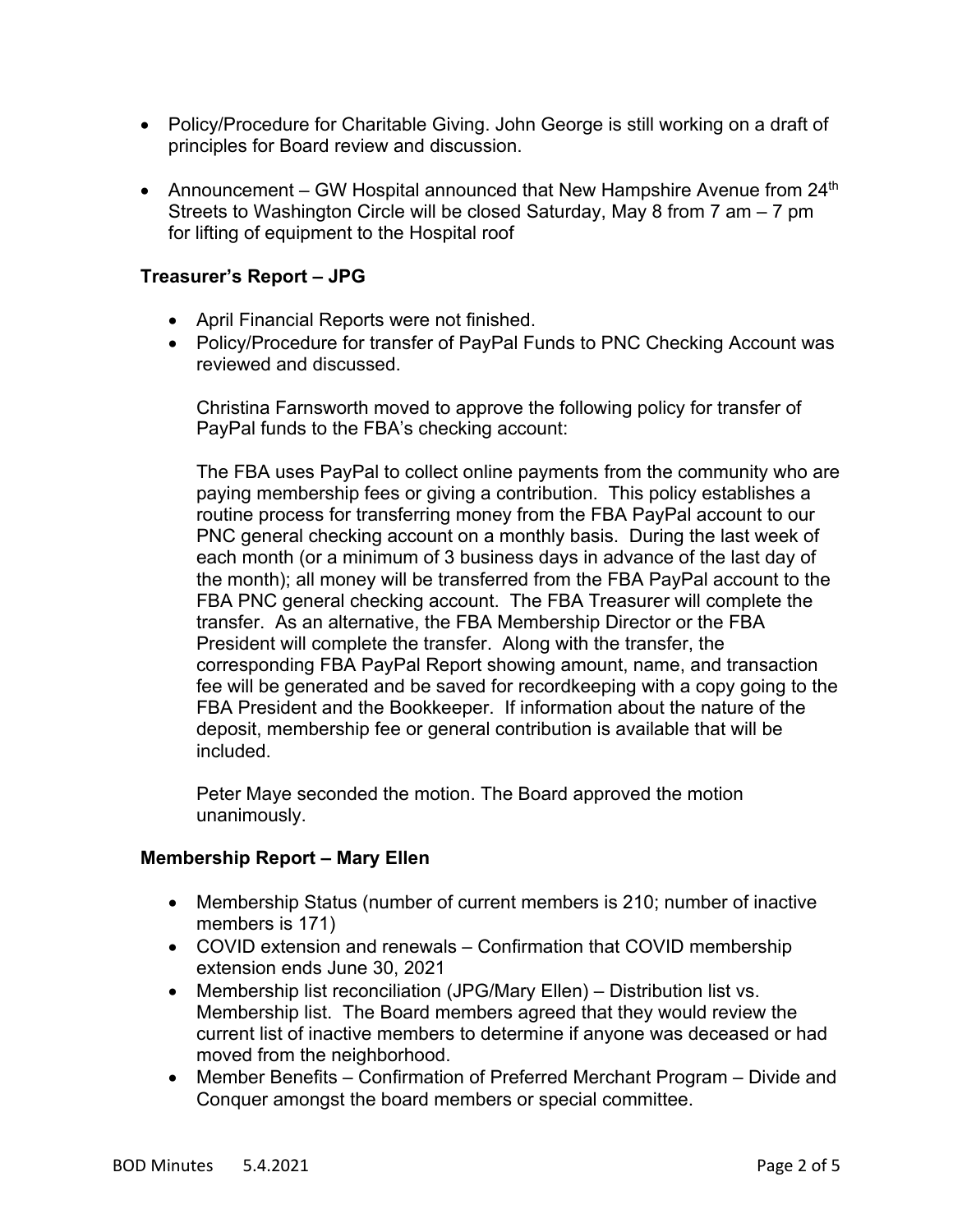- Policy/Procedure for Charitable Giving. John George is still working on a draft of principles for Board review and discussion.

- Announcement – GW Hospital announced that New Hampshire Avenue from 24th Streets to Washington Circle will be closed Saturday, May 8 from 7 am – 7 pm for lifting of equipment to the Hospital roof

### Treasurer's Report – JPG

- April Financial Reports were not finished.
- Policy/Procedure for transfer of PayPal Funds to PNC Checking Account was reviewed and discussed.

  Christina Farnsworth moved to approve the following policy for transfer of PayPal funds to the FBA's checking account:

  The FBA uses PayPal to collect online payments from the community who are paying membership fees or giving a contribution. This policy establishes a routine process for transferring money from the FBA PayPal account to our PNC general checking account on a monthly basis. During the last week of each month (or a minimum of 3 business days in advance of the last day of the month); all money will be transferred from the FBA PayPal account to the FBA PNC general checking account. The FBA Treasurer will complete the transfer. As an alternative, the FBA Membership Director or the FBA President will complete the transfer. Along with the transfer, the corresponding FBA PayPal Report showing amount, name, and transaction fee will be generated and be saved for recordkeeping with a copy going to the FBA President and the Bookkeeper. If information about the nature of the deposit, membership fee or general contribution is available that will be included.

  Peter Maye seconded the motion. The Board approved the motion unanimously.

### Membership Report – Mary Ellen

- Membership Status (number of current members is 210; number of inactive members is 171)
- COVID extension and renewals – Confirmation that COVID membership extension ends June 30, 2021
- Membership list reconciliation (JPG/Mary Ellen) – Distribution list vs. Membership list. The Board members agreed that they would review the current list of inactive members to determine if anyone was deceased or had moved from the neighborhood.
- Member Benefits – Confirmation of Preferred Merchant Program – Divide and Conquer amongst the board members or special committee.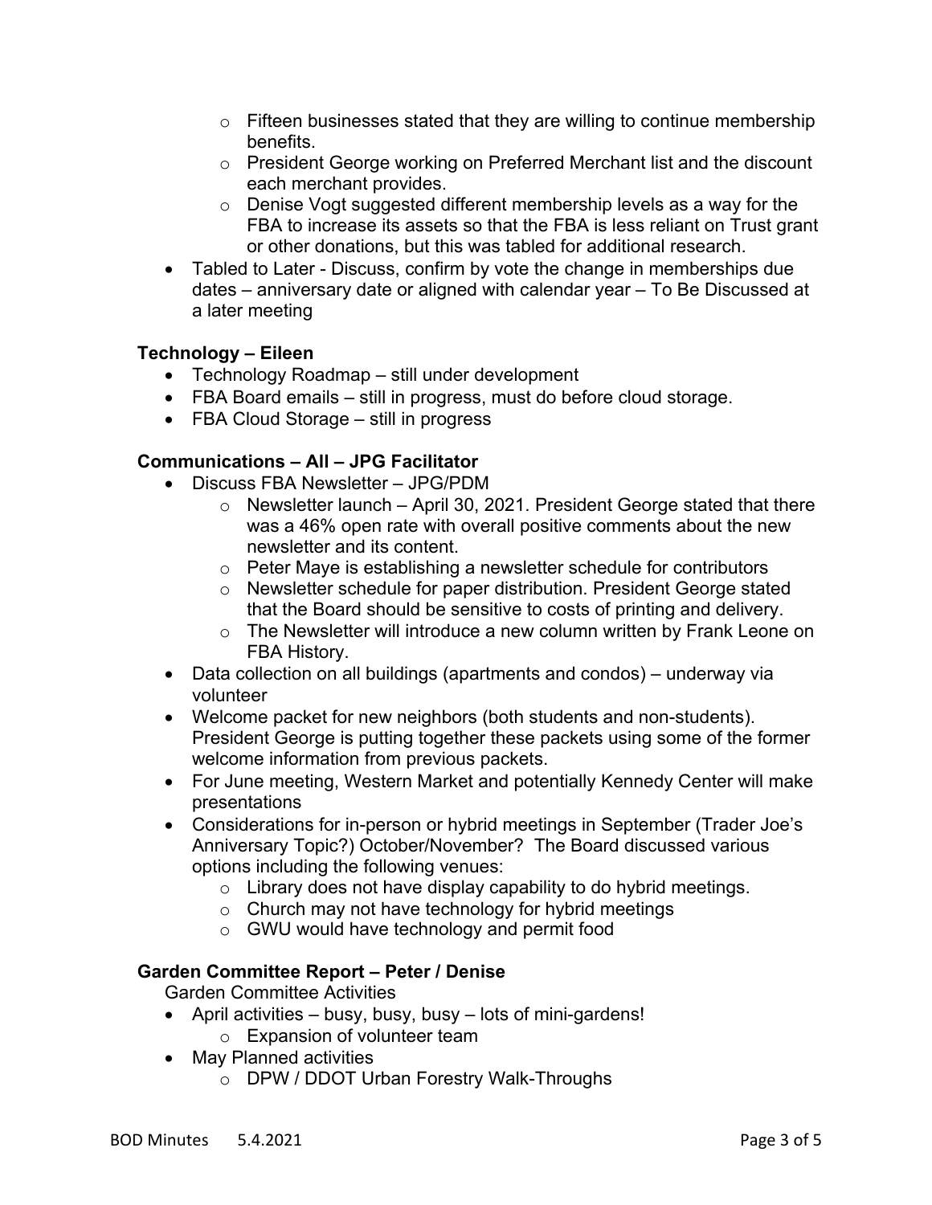- Fifteen businesses stated that they are willing to continue membership benefits.
  - President George working on Preferred Merchant list and the discount each merchant provides.
  - Denise Vogt suggested different membership levels as a way for the FBA to increase its assets so that the FBA is less reliant on Trust grant or other donations, but this was tabled for additional research.
- Tabled to Later - Discuss, confirm by vote the change in memberships due dates – anniversary date or aligned with calendar year – To Be Discussed at a later meeting

### Technology – Eileen

- Technology Roadmap – still under development
- FBA Board emails – still in progress, must do before cloud storage.
- FBA Cloud Storage – still in progress

### Communications – All – JPG Facilitator

- Discuss FBA Newsletter – JPG/PDM
  - Newsletter launch – April 30, 2021. President George stated that there was a 46% open rate with overall positive comments about the new newsletter and its content.
  - Peter Maye is establishing a newsletter schedule for contributors
  - Newsletter schedule for paper distribution. President George stated that the Board should be sensitive to costs of printing and delivery.
  - The Newsletter will introduce a new column written by Frank Leone on FBA History.
- Data collection on all buildings (apartments and condos) – underway via volunteer
- Welcome packet for new neighbors (both students and non-students). President George is putting together these packets using some of the former welcome information from previous packets.
- For June meeting, Western Market and potentially Kennedy Center will make presentations
- Considerations for in-person or hybrid meetings in September (Trader Joe's Anniversary Topic?) October/November? The Board discussed various options including the following venues:
  - Library does not have display capability to do hybrid meetings.
  - Church may not have technology for hybrid meetings
  - GWU would have technology and permit food

### Garden Committee Report – Peter / Denise

Garden Committee Activities

- April activities – busy, busy, busy – lots of mini-gardens!
  - Expansion of volunteer team
- May Planned activities
  - DPW / DDOT Urban Forestry Walk-Throughs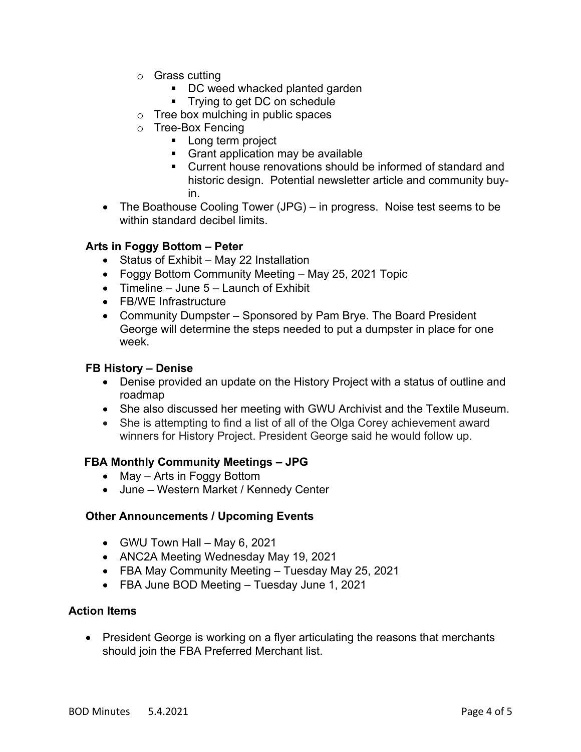- Grass cutting
  - DC weed whacked planted garden
  - Trying to get DC on schedule
- Tree box mulching in public spaces
- Tree-Box Fencing
  - Long term project
  - Grant application may be available
  - Current house renovations should be informed of standard and historic design. Potential newsletter article and community buy-in.

- The Boathouse Cooling Tower (JPG) – in progress. Noise test seems to be within standard decibel limits.

**Arts in Foggy Bottom – Peter**

- Status of Exhibit – May 22 Installation
- Foggy Bottom Community Meeting – May 25, 2021 Topic
- Timeline – June 5 – Launch of Exhibit
- FB/WE Infrastructure
- Community Dumpster – Sponsored by Pam Brye. The Board President George will determine the steps needed to put a dumpster in place for one week.

**FB History – Denise**

- Denise provided an update on the History Project with a status of outline and roadmap
- She also discussed her meeting with GWU Archivist and the Textile Museum.
- She is attempting to find a list of all of the Olga Corey achievement award winners for History Project. President George said he would follow up.

**FBA Monthly Community Meetings – JPG**

- May – Arts in Foggy Bottom
- June – Western Market / Kennedy Center

**Other Announcements / Upcoming Events**

- GWU Town Hall – May 6, 2021
- ANC2A Meeting Wednesday May 19, 2021
- FBA May Community Meeting – Tuesday May 25, 2021
- FBA June BOD Meeting – Tuesday June 1, 2021

**Action Items**

- President George is working on a flyer articulating the reasons that merchants should join the FBA Preferred Merchant list.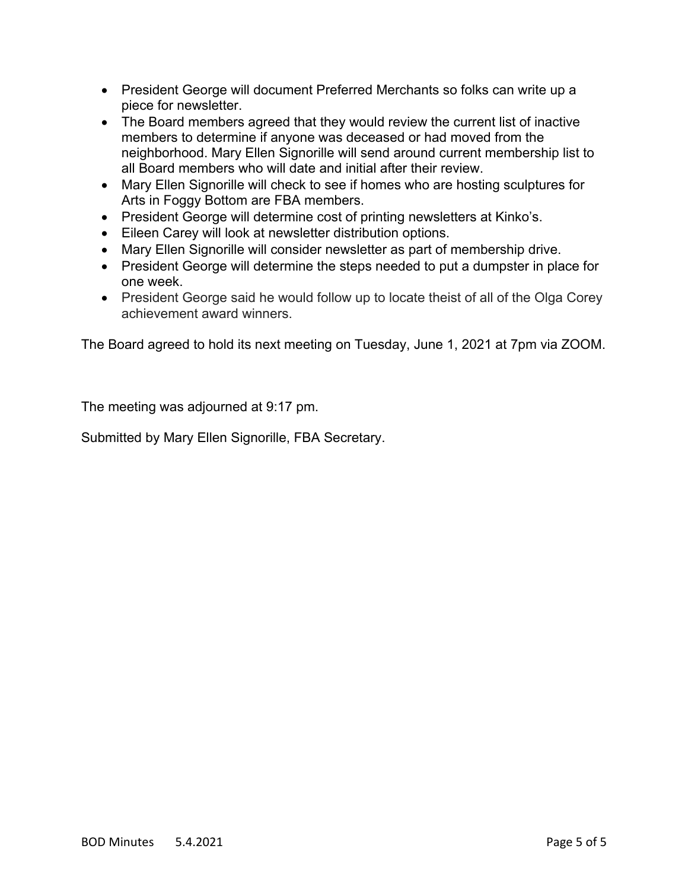- President George will document Preferred Merchants so folks can write up a piece for newsletter.
- The Board members agreed that they would review the current list of inactive members to determine if anyone was deceased or had moved from the neighborhood. Mary Ellen Signorille will send around current membership list to all Board members who will date and initial after their review.
- Mary Ellen Signorille will check to see if homes who are hosting sculptures for Arts in Foggy Bottom are FBA members.
- President George will determine cost of printing newsletters at Kinko's.
- Eileen Carey will look at newsletter distribution options.
- Mary Ellen Signorille will consider newsletter as part of membership drive.
- President George will determine the steps needed to put a dumpster in place for one week.
- President George said he would follow up to locate theist of all of the Olga Corey achievement award winners.

The Board agreed to hold its next meeting on Tuesday, June 1, 2021 at 7pm via ZOOM.

The meeting was adjourned at 9:17 pm.

Submitted by Mary Ellen Signorille, FBA Secretary.